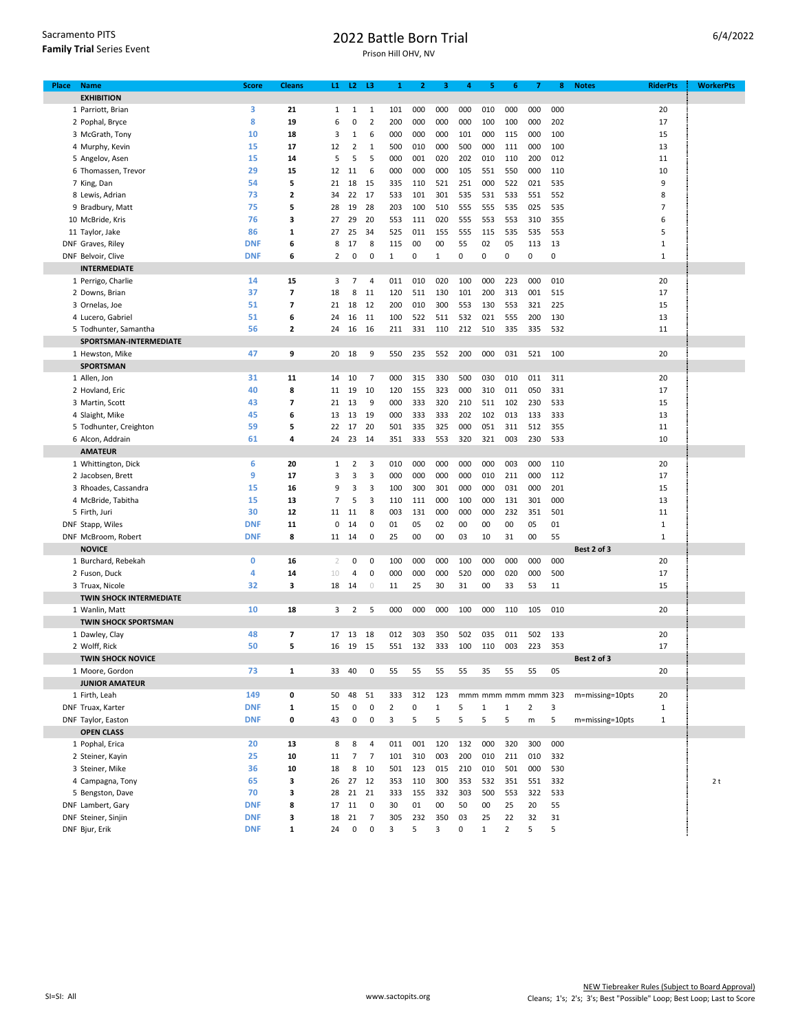Sacramento PITS
**Family Trial** Series Event

# 2022 Battle Born Trial

Prison Hill OHV, NV

6/4/2022

| Place | Name | Score | Cleans | L1 | L2 | L3 | 1 | 2 | 3 | 4 | 5 | 6 | 7 | 8 | Notes | RiderPts | WorkerPts |
|---|---|---|---|---|---|---|---|---|---|---|---|---|---|---|---|---|---|
| | **EXHIBITION** | | | | | | | | | | | | | | | | |
| 1 | Parriott, Brian | 3 | 21 | 1 | 1 | 1 | 101 | 000 | 000 | 000 | 010 | 000 | 000 | 000 | | 20 | |
| 2 | Pophal, Bryce | 8 | 19 | 6 | 0 | 2 | 200 | 000 | 000 | 000 | 100 | 100 | 000 | 202 | | 17 | |
| 3 | McGrath, Tony | 10 | 18 | 3 | 1 | 6 | 000 | 000 | 000 | 101 | 000 | 115 | 000 | 100 | | 15 | |
| 4 | Murphy, Kevin | 15 | 17 | 12 | 2 | 1 | 500 | 010 | 000 | 500 | 000 | 111 | 000 | 100 | | 13 | |
| 5 | Angelov, Asen | 15 | 14 | 5 | 5 | 5 | 000 | 001 | 020 | 202 | 010 | 110 | 200 | 012 | | 11 | |
| 6 | Thomassen, Trevor | 29 | 15 | 12 | 11 | 6 | 000 | 000 | 000 | 105 | 551 | 550 | 000 | 110 | | 10 | |
| 7 | King, Dan | 54 | 5 | 21 | 18 | 15 | 335 | 110 | 521 | 251 | 000 | 522 | 021 | 535 | | 9 | |
| 8 | Lewis, Adrian | 73 | 2 | 34 | 22 | 17 | 533 | 101 | 301 | 535 | 531 | 533 | 551 | 552 | | 8 | |
| 9 | Bradbury, Matt | 75 | 5 | 28 | 19 | 28 | 203 | 100 | 510 | 555 | 555 | 535 | 025 | 535 | | 7 | |
| 10 | McBride, Kris | 76 | 3 | 27 | 29 | 20 | 553 | 111 | 020 | 555 | 553 | 553 | 310 | 355 | | 6 | |
| 11 | Taylor, Jake | 86 | 1 | 27 | 25 | 34 | 525 | 011 | 155 | 555 | 115 | 535 | 535 | 553 | | 5 | |
| DNF | Graves, Riley | DNF | 6 | 8 | 17 | 8 | 115 | 00 | 00 | 55 | 02 | 05 | 113 | 13 | | 1 | |
| DNF | Belvoir, Clive | DNF | 6 | 2 | 0 | 0 | 1 | 0 | 1 | 0 | 0 | 0 | 0 | 0 | | 1 | |
| | **INTERMEDIATE** | | | | | | | | | | | | | | | | |
| 1 | Perrigo, Charlie | 14 | 15 | 3 | 7 | 4 | 011 | 010 | 020 | 100 | 000 | 223 | 000 | 010 | | 20 | |
| 2 | Downs, Brian | 37 | 7 | 18 | 8 | 11 | 120 | 511 | 130 | 101 | 200 | 313 | 001 | 515 | | 17 | |
| 3 | Ornelas, Joe | 51 | 7 | 21 | 18 | 12 | 200 | 010 | 300 | 553 | 130 | 553 | 321 | 225 | | 15 | |
| 4 | Lucero, Gabriel | 51 | 6 | 24 | 16 | 11 | 100 | 522 | 511 | 532 | 021 | 555 | 200 | 130 | | 13 | |
| 5 | Todhunter, Samantha | 56 | 2 | 24 | 16 | 16 | 211 | 331 | 110 | 212 | 510 | 335 | 335 | 532 | | 11 | |
| | **SPORTSMAN-INTERMEDIATE** | | | | | | | | | | | | | | | | |
| 1 | Hewston, Mike | 47 | 9 | 20 | 18 | 9 | 550 | 235 | 552 | 200 | 000 | 031 | 521 | 100 | | 20 | |
| | **SPORTSMAN** | | | | | | | | | | | | | | | | |
| 1 | Allen, Jon | 31 | 11 | 14 | 10 | 7 | 000 | 315 | 330 | 500 | 030 | 010 | 011 | 311 | | 20 | |
| 2 | Hovland, Eric | 40 | 8 | 11 | 19 | 10 | 120 | 155 | 323 | 000 | 310 | 011 | 050 | 331 | | 17 | |
| 3 | Martin, Scott | 43 | 7 | 21 | 13 | 9 | 000 | 333 | 320 | 210 | 511 | 102 | 230 | 533 | | 15 | |
| 4 | Slaight, Mike | 45 | 6 | 13 | 13 | 19 | 000 | 333 | 333 | 202 | 102 | 013 | 133 | 333 | | 13 | |
| 5 | Todhunter, Creighton | 59 | 5 | 22 | 17 | 20 | 501 | 335 | 325 | 000 | 051 | 311 | 512 | 355 | | 11 | |
| 6 | Alcon, Addrain | 61 | 4 | 24 | 23 | 14 | 351 | 333 | 553 | 320 | 321 | 003 | 230 | 533 | | 10 | |
| | **AMATEUR** | | | | | | | | | | | | | | | | |
| 1 | Whittington, Dick | 6 | 20 | 1 | 2 | 3 | 010 | 000 | 000 | 000 | 000 | 003 | 000 | 110 | | 20 | |
| 2 | Jacobsen, Brett | 9 | 17 | 3 | 3 | 3 | 000 | 000 | 000 | 000 | 010 | 211 | 000 | 112 | | 17 | |
| 3 | Rhoades, Cassandra | 15 | 16 | 9 | 3 | 3 | 100 | 300 | 301 | 000 | 000 | 031 | 000 | 201 | | 15 | |
| 4 | McBride, Tabitha | 15 | 13 | 7 | 5 | 3 | 110 | 111 | 000 | 100 | 000 | 131 | 301 | 000 | | 13 | |
| 5 | Firth, Juri | 30 | 12 | 11 | 11 | 8 | 003 | 131 | 000 | 000 | 000 | 232 | 351 | 501 | | 11 | |
| DNF | Stapp, Wiles | DNF | 11 | 0 | 14 | 0 | 01 | 05 | 02 | 00 | 00 | 00 | 05 | 01 | | 1 | |
| DNF | McBroom, Robert | DNF | 8 | 11 | 14 | 0 | 25 | 00 | 00 | 03 | 10 | 31 | 00 | 55 | | 1 | |
| | **NOVICE** | | | | | | | | | | | | | | Best 2 of 3 | | |
| 1 | Burchard, Rebekah | 0 | 16 | 2 | 0 | 0 | 100 | 000 | 000 | 100 | 000 | 000 | 000 | 000 | | 20 | |
| 2 | Fuson, Duck | 4 | 14 | 10 | 4 | 0 | 000 | 000 | 000 | 520 | 000 | 020 | 000 | 500 | | 17 | |
| 3 | Truax, Nicole | 32 | 3 | 18 | 14 | 0 | 11 | 25 | 30 | 31 | 00 | 33 | 53 | 11 | | 15 | |
| | **TWIN SHOCK INTERMEDIATE** | | | | | | | | | | | | | | | | |
| 1 | Wanlin, Matt | 10 | 18 | 3 | 2 | 5 | 000 | 000 | 000 | 100 | 000 | 110 | 105 | 010 | | 20 | |
| | **TWIN SHOCK SPORTSMAN** | | | | | | | | | | | | | | | | |
| 1 | Dawley, Clay | 48 | 7 | 17 | 13 | 18 | 012 | 303 | 350 | 502 | 035 | 011 | 502 | 133 | | 20 | |
| 2 | Wolff, Rick | 50 | 5 | 16 | 19 | 15 | 551 | 132 | 333 | 100 | 110 | 003 | 223 | 353 | | 17 | |
| | **TWIN SHOCK NOVICE** | | | | | | | | | | | | | | Best 2 of 3 | | |
| 1 | Moore, Gordon | 73 | 1 | 33 | 40 | 0 | 55 | 55 | 55 | 55 | 35 | 55 | 55 | 05 | | 20 | |
| | **JUNIOR AMATEUR** | | | | | | | | | | | | | | | | |
| 1 | Firth, Leah | 149 | 0 | 50 | 48 | 51 | 333 | 312 | 123 | mmm | mmm | mmm | mmm | 323 | m=missing=10pts | 20 | |
| DNF | Truax, Karter | DNF | 1 | 15 | 0 | 0 | 2 | 0 | 1 | 5 | 1 | 1 | 2 | 3 | | 1 | |
| DNF | Taylor, Easton | DNF | 0 | 43 | 0 | 0 | 3 | 5 | 5 | 5 | 5 | 5 | m | 5 | m=missing=10pts | 1 | |
| | **OPEN CLASS** | | | | | | | | | | | | | | | | |
| 1 | Pophal, Erica | 20 | 13 | 8 | 8 | 4 | 011 | 001 | 120 | 132 | 000 | 320 | 300 | 000 | | | |
| 2 | Steiner, Kayin | 25 | 10 | 11 | 7 | 7 | 101 | 310 | 003 | 200 | 010 | 211 | 010 | 332 | | | |
| 3 | Steiner, Mike | 36 | 10 | 18 | 8 | 10 | 501 | 123 | 015 | 210 | 010 | 501 | 000 | 530 | | | |
| 4 | Campagna, Tony | 65 | 3 | 26 | 27 | 12 | 353 | 110 | 300 | 353 | 532 | 351 | 551 | 332 | | | 2 t |
| 5 | Bengston, Dave | 70 | 3 | 28 | 21 | 21 | 333 | 155 | 332 | 303 | 500 | 553 | 322 | 533 | | | |
| DNF | Lambert, Gary | DNF | 8 | 17 | 11 | 0 | 30 | 01 | 00 | 50 | 00 | 25 | 20 | 55 | | | |
| DNF | Steiner, Sinjin | DNF | 3 | 18 | 21 | 7 | 305 | 232 | 350 | 03 | 25 | 22 | 32 | 31 | | | |
| DNF | Bjur, Erik | DNF | 1 | 24 | 0 | 0 | 3 | 5 | 3 | 0 | 1 | 2 | 5 | 5 | | | |

SI=SI: All

www.sactopits.org

NEW Tiebreaker Rules (Subject to Board Approval)
Cleans; 1's; 2's; 3's; Best "Possible" Loop; Best Loop; Last to Score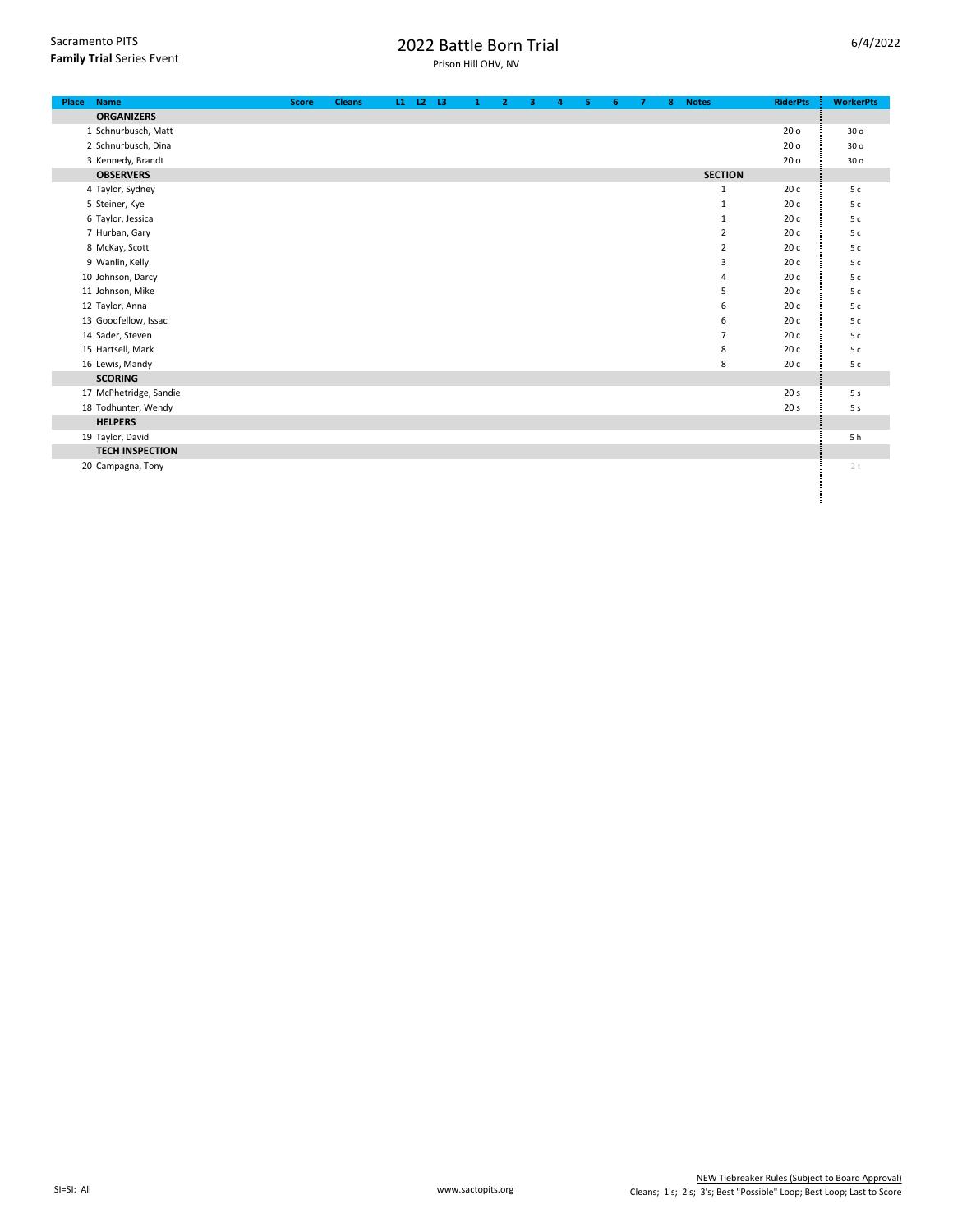Sacramento PITS
**Family Trial** Series Event

# 2022 Battle Born Trial

Prison Hill OHV, NV

6/4/2022

| Place | Name | Score | Cleans | L1 | L2 | L3 | 1 | 2 | 3 | 4 | 5 | 6 | 7 | 8 | Notes | RiderPts | WorkerPts |
|---|---|---|---|---|---|---|---|---|---|---|---|---|---|---|---|---|---|
| | **ORGANIZERS** | | | | | | | | | | | | | | | | |
| 1 | Schnurbusch, Matt | | | | | | | | | | | | | | | 20 o | 30 o |
| 2 | Schnurbusch, Dina | | | | | | | | | | | | | | | 20 o | 30 o |
| 3 | Kennedy, Brandt | | | | | | | | | | | | | | | 20 o | 30 o |
| | **OBSERVERS** | | | | | | | | | | | | | | **SECTION** | | |
| 4 | Taylor, Sydney | | | | | | | | | | | | | | 1 | 20 c | 5 c |
| 5 | Steiner, Kye | | | | | | | | | | | | | | 1 | 20 c | 5 c |
| 6 | Taylor, Jessica | | | | | | | | | | | | | | 1 | 20 c | 5 c |
| 7 | Hurban, Gary | | | | | | | | | | | | | | 2 | 20 c | 5 c |
| 8 | McKay, Scott | | | | | | | | | | | | | | 2 | 20 c | 5 c |
| 9 | Wanlin, Kelly | | | | | | | | | | | | | | 3 | 20 c | 5 c |
| 10 | Johnson, Darcy | | | | | | | | | | | | | | 4 | 20 c | 5 c |
| 11 | Johnson, Mike | | | | | | | | | | | | | | 5 | 20 c | 5 c |
| 12 | Taylor, Anna | | | | | | | | | | | | | | 6 | 20 c | 5 c |
| 13 | Goodfellow, Issac | | | | | | | | | | | | | | 6 | 20 c | 5 c |
| 14 | Sader, Steven | | | | | | | | | | | | | | 7 | 20 c | 5 c |
| 15 | Hartsell, Mark | | | | | | | | | | | | | | 8 | 20 c | 5 c |
| 16 | Lewis, Mandy | | | | | | | | | | | | | | 8 | 20 c | 5 c |
| | **SCORING** | | | | | | | | | | | | | | | | |
| 17 | McPhetridge, Sandie | | | | | | | | | | | | | | | 20 s | 5 s |
| 18 | Todhunter, Wendy | | | | | | | | | | | | | | | 20 s | 5 s |
| | **HELPERS** | | | | | | | | | | | | | | | | |
| 19 | Taylor, David | | | | | | | | | | | | | | | | 5 h |
| | **TECH INSPECTION** | | | | | | | | | | | | | | | | |
| 20 | Campagna, Tony | | | | | | | | | | | | | | | | 2 t |

SI=SI: All

www.sactopits.org

NEW Tiebreaker Rules (Subject to Board Approval)
Cleans; 1's; 2's; 3's; Best "Possible" Loop; Best Loop; Last to Score